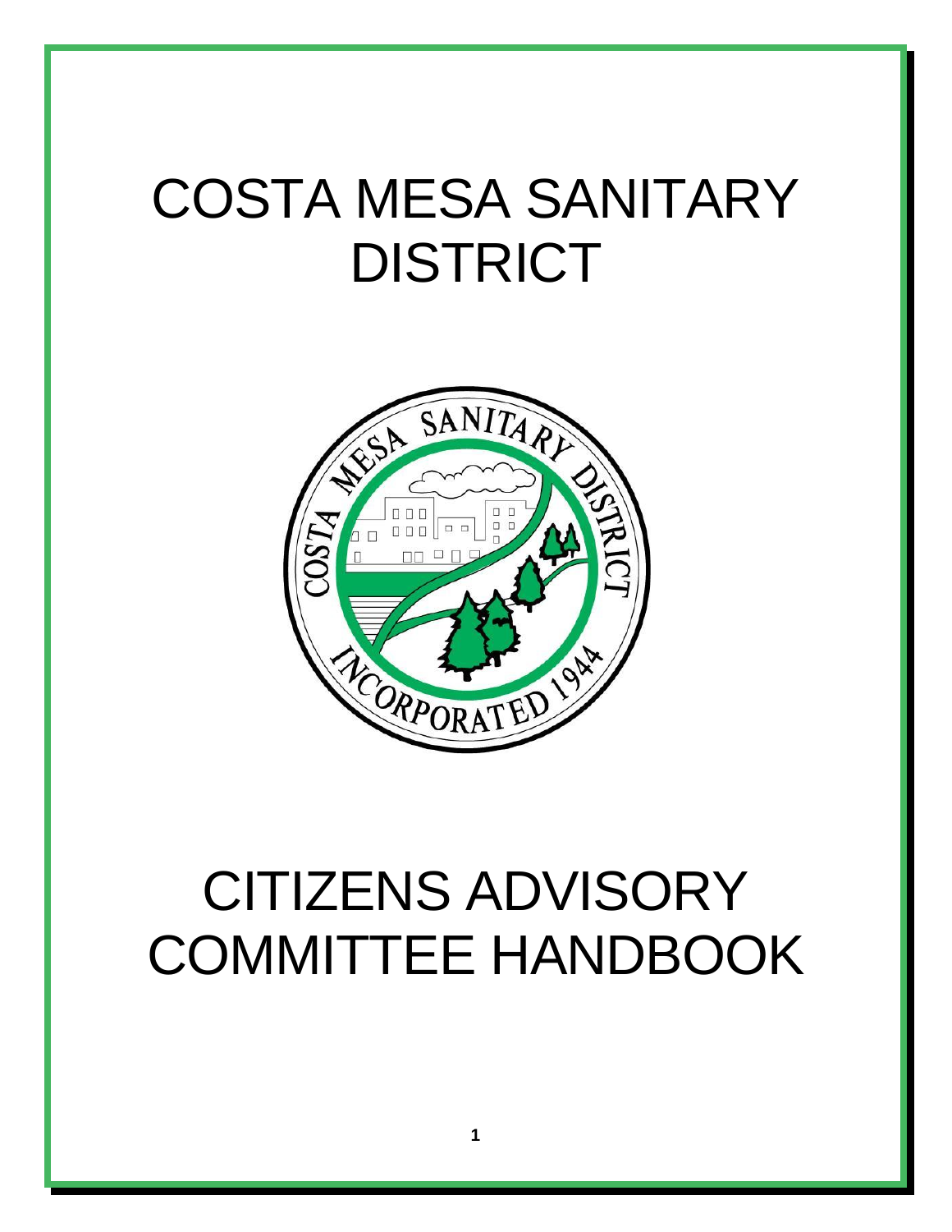# COSTA MESA SANITARY DISTRICT

# CITIZENS ADVISORY COMMITTEE HANDBOOK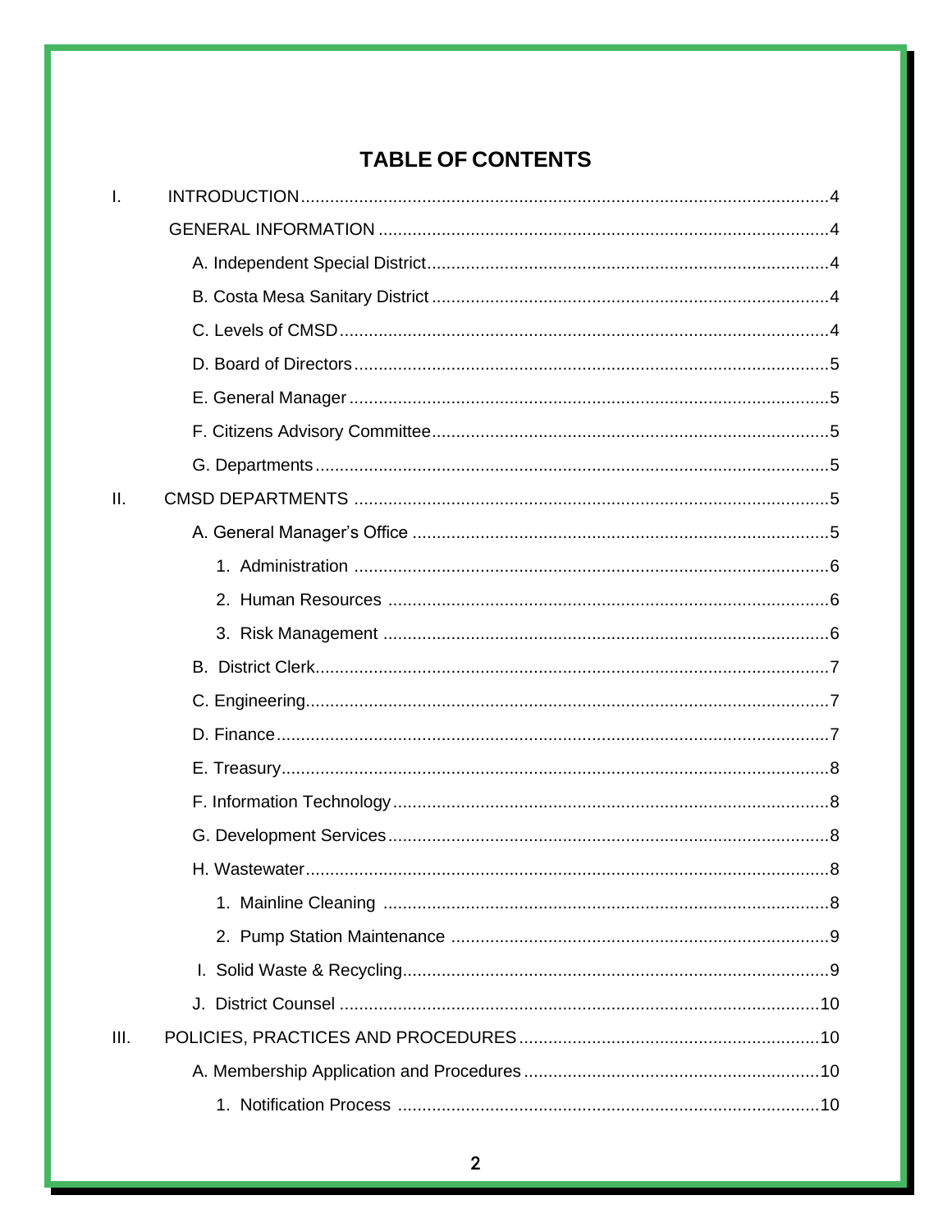# TABLE OF CONTENTS

I. INTRODUCTION....4

GENERAL INFORMATION....4

- A. Independent Special District....4
- B. Costa Mesa Sanitary District....4
- C. Levels of CMSD....4
- D. Board of Directors....5
- E. General Manager....5
- F. Citizens Advisory Committee....5
- G. Departments....5

II. CMSD DEPARTMENTS....5

- A. General Manager's Office....5
  1. Administration....6
  2. Human Resources....6
  3. Risk Management....6
- B. District Clerk....7
- C. Engineering....7
- D. Finance....7
- E. Treasury....8
- F. Information Technology....8
- G. Development Services....8
- H. Wastewater....8
  1. Mainline Cleaning....8
  2. Pump Station Maintenance....9
- I. Solid Waste & Recycling....9
- J. District Counsel....10

III. POLICIES, PRACTICES AND PROCEDURES....10

- A. Membership Application and Procedures....10
  1. Notification Process....10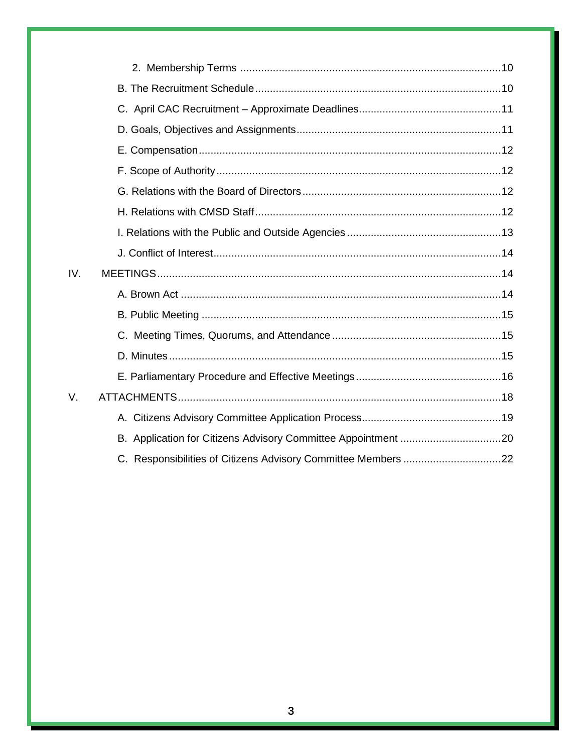2. Membership Terms ........................................................................................10

B. The Recruitment Schedule...................................................................................10

C. April CAC Recruitment – Approximate Deadlines................................................11

D. Goals, Objectives and Assignments.....................................................................11

E. Compensation......................................................................................................12

F. Scope of Authority................................................................................................12

G. Relations with the Board of Directors...................................................................12

H. Relations with CMSD Staff..................................................................................12

I. Relations with the Public and Outside Agencies....................................................13

J. Conflict of Interest.................................................................................................14

IV. MEETINGS...................................................................................................................14

A. Brown Act ............................................................................................................14

B. Public Meeting .....................................................................................................15

C. Meeting Times, Quorums, and Attendance .........................................................15

D. Minutes................................................................................................................15

E. Parliamentary Procedure and Effective Meetings.................................................16

V. ATTACHMENTS.............................................................................................................18

A. Citizens Advisory Committee Application Process...............................................19

B. Application for Citizens Advisory Committee Appointment ..................................20

C. Responsibilities of Citizens Advisory Committee Members .................................22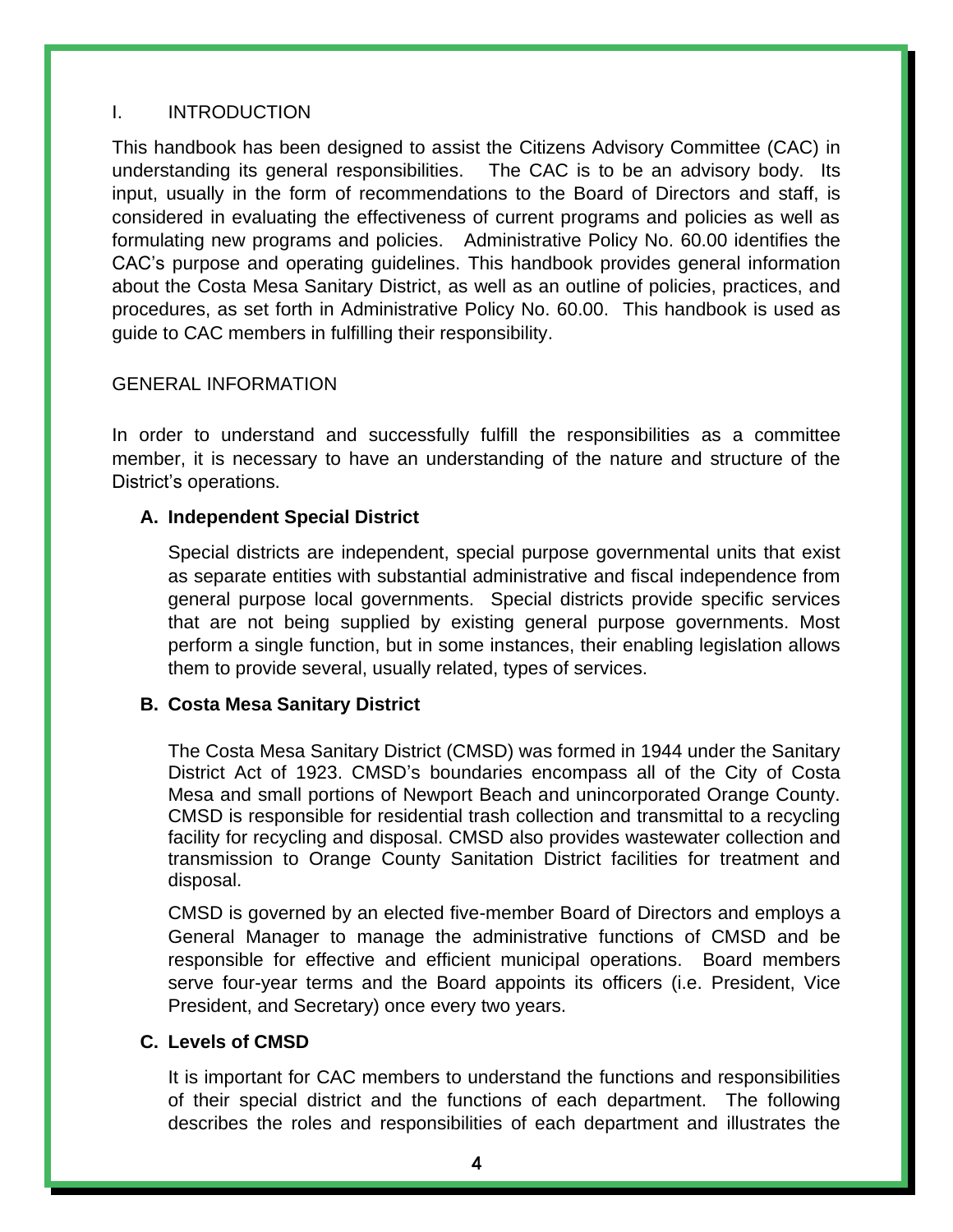# I. INTRODUCTION

This handbook has been designed to assist the Citizens Advisory Committee (CAC) in understanding its general responsibilities. The CAC is to be an advisory body. Its input, usually in the form of recommendations to the Board of Directors and staff, is considered in evaluating the effectiveness of current programs and policies as well as formulating new programs and policies. Administrative Policy No. 60.00 identifies the CAC's purpose and operating guidelines. This handbook provides general information about the Costa Mesa Sanitary District, as well as an outline of policies, practices, and procedures, as set forth in Administrative Policy No. 60.00. This handbook is used as guide to CAC members in fulfilling their responsibility.

## GENERAL INFORMATION

In order to understand and successfully fulfill the responsibilities as a committee member, it is necessary to have an understanding of the nature and structure of the District's operations.

### A. Independent Special District

Special districts are independent, special purpose governmental units that exist as separate entities with substantial administrative and fiscal independence from general purpose local governments. Special districts provide specific services that are not being supplied by existing general purpose governments. Most perform a single function, but in some instances, their enabling legislation allows them to provide several, usually related, types of services.

### B. Costa Mesa Sanitary District

The Costa Mesa Sanitary District (CMSD) was formed in 1944 under the Sanitary District Act of 1923. CMSD's boundaries encompass all of the City of Costa Mesa and small portions of Newport Beach and unincorporated Orange County. CMSD is responsible for residential trash collection and transmittal to a recycling facility for recycling and disposal. CMSD also provides wastewater collection and transmission to Orange County Sanitation District facilities for treatment and disposal.

CMSD is governed by an elected five-member Board of Directors and employs a General Manager to manage the administrative functions of CMSD and be responsible for effective and efficient municipal operations. Board members serve four-year terms and the Board appoints its officers (i.e. President, Vice President, and Secretary) once every two years.

### C. Levels of CMSD

It is important for CAC members to understand the functions and responsibilities of their special district and the functions of each department. The following describes the roles and responsibilities of each department and illustrates the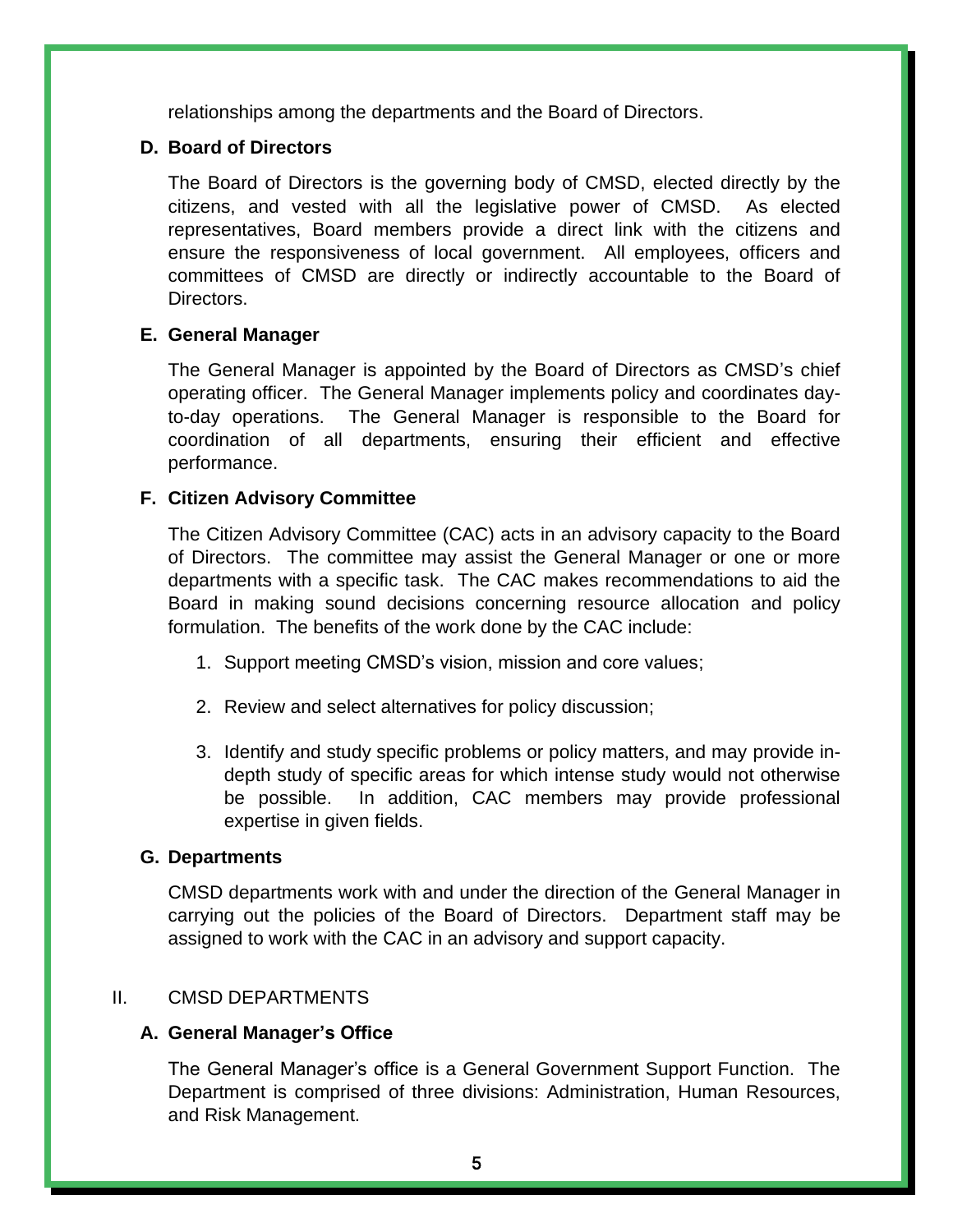relationships among the departments and the Board of Directors.

### D. Board of Directors

The Board of Directors is the governing body of CMSD, elected directly by the citizens, and vested with all the legislative power of CMSD. As elected representatives, Board members provide a direct link with the citizens and ensure the responsiveness of local government. All employees, officers and committees of CMSD are directly or indirectly accountable to the Board of Directors.

### E. General Manager

The General Manager is appointed by the Board of Directors as CMSD's chief operating officer. The General Manager implements policy and coordinates day-to-day operations. The General Manager is responsible to the Board for coordination of all departments, ensuring their efficient and effective performance.

### F. Citizen Advisory Committee

The Citizen Advisory Committee (CAC) acts in an advisory capacity to the Board of Directors. The committee may assist the General Manager or one or more departments with a specific task. The CAC makes recommendations to aid the Board in making sound decisions concerning resource allocation and policy formulation. The benefits of the work done by the CAC include:

1. Support meeting CMSD's vision, mission and core values;

2. Review and select alternatives for policy discussion;

3. Identify and study specific problems or policy matters, and may provide in-depth study of specific areas for which intense study would not otherwise be possible. In addition, CAC members may provide professional expertise in given fields.

### G. Departments

CMSD departments work with and under the direction of the General Manager in carrying out the policies of the Board of Directors. Department staff may be assigned to work with the CAC in an advisory and support capacity.

## II. CMSD DEPARTMENTS

### A. General Manager's Office

The General Manager's office is a General Government Support Function. The Department is comprised of three divisions: Administration, Human Resources, and Risk Management.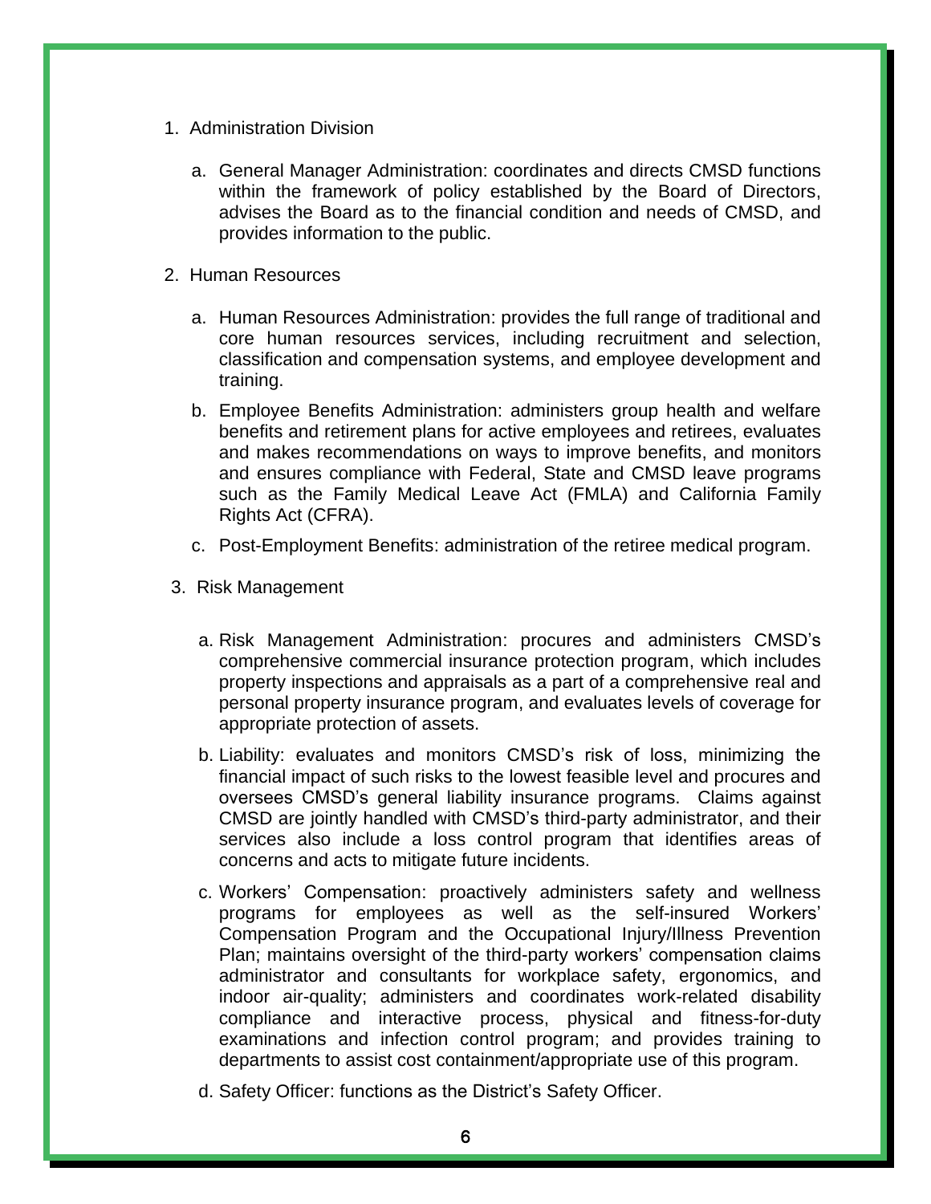1. Administration Division

   a. General Manager Administration: coordinates and directs CMSD functions within the framework of policy established by the Board of Directors, advises the Board as to the financial condition and needs of CMSD, and provides information to the public.

2. Human Resources

   a. Human Resources Administration: provides the full range of traditional and core human resources services, including recruitment and selection, classification and compensation systems, and employee development and training.

   b. Employee Benefits Administration: administers group health and welfare benefits and retirement plans for active employees and retirees, evaluates and makes recommendations on ways to improve benefits, and monitors and ensures compliance with Federal, State and CMSD leave programs such as the Family Medical Leave Act (FMLA) and California Family Rights Act (CFRA).

   c. Post-Employment Benefits: administration of the retiree medical program.

3. Risk Management

   a. Risk Management Administration: procures and administers CMSD's comprehensive commercial insurance protection program, which includes property inspections and appraisals as a part of a comprehensive real and personal property insurance program, and evaluates levels of coverage for appropriate protection of assets.

   b. Liability: evaluates and monitors CMSD's risk of loss, minimizing the financial impact of such risks to the lowest feasible level and procures and oversees CMSD's general liability insurance programs. Claims against CMSD are jointly handled with CMSD's third-party administrator, and their services also include a loss control program that identifies areas of concerns and acts to mitigate future incidents.

   c. Workers' Compensation: proactively administers safety and wellness programs for employees as well as the self-insured Workers' Compensation Program and the Occupational Injury/Illness Prevention Plan; maintains oversight of the third-party workers' compensation claims administrator and consultants for workplace safety, ergonomics, and indoor air-quality; administers and coordinates work-related disability compliance and interactive process, physical and fitness-for-duty examinations and infection control program; and provides training to departments to assist cost containment/appropriate use of this program.

   d. Safety Officer: functions as the District's Safety Officer.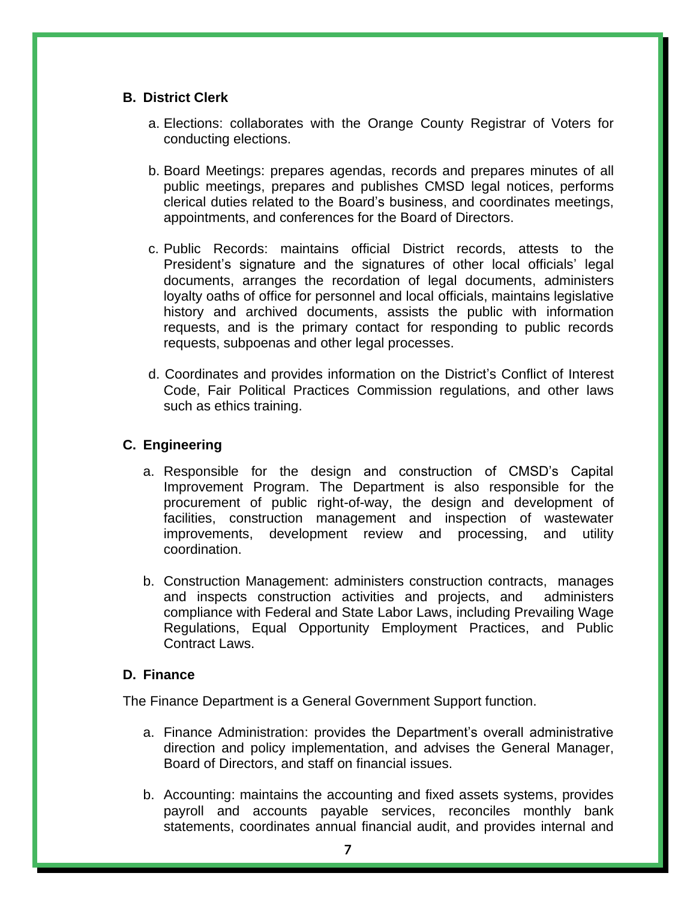### B. District Clerk

a. Elections: collaborates with the Orange County Registrar of Voters for conducting elections.

b. Board Meetings: prepares agendas, records and prepares minutes of all public meetings, prepares and publishes CMSD legal notices, performs clerical duties related to the Board's business, and coordinates meetings, appointments, and conferences for the Board of Directors.

c. Public Records: maintains official District records, attests to the President's signature and the signatures of other local officials' legal documents, arranges the recordation of legal documents, administers loyalty oaths of office for personnel and local officials, maintains legislative history and archived documents, assists the public with information requests, and is the primary contact for responding to public records requests, subpoenas and other legal processes.

d. Coordinates and provides information on the District's Conflict of Interest Code, Fair Political Practices Commission regulations, and other laws such as ethics training.

### C. Engineering

a. Responsible for the design and construction of CMSD's Capital Improvement Program. The Department is also responsible for the procurement of public right-of-way, the design and development of facilities, construction management and inspection of wastewater improvements, development review and processing, and utility coordination.

b. Construction Management: administers construction contracts, manages and inspects construction activities and projects, and administers compliance with Federal and State Labor Laws, including Prevailing Wage Regulations, Equal Opportunity Employment Practices, and Public Contract Laws.

### D. Finance

The Finance Department is a General Government Support function.

a. Finance Administration: provides the Department's overall administrative direction and policy implementation, and advises the General Manager, Board of Directors, and staff on financial issues.

b. Accounting: maintains the accounting and fixed assets systems, provides payroll and accounts payable services, reconciles monthly bank statements, coordinates annual financial audit, and provides internal and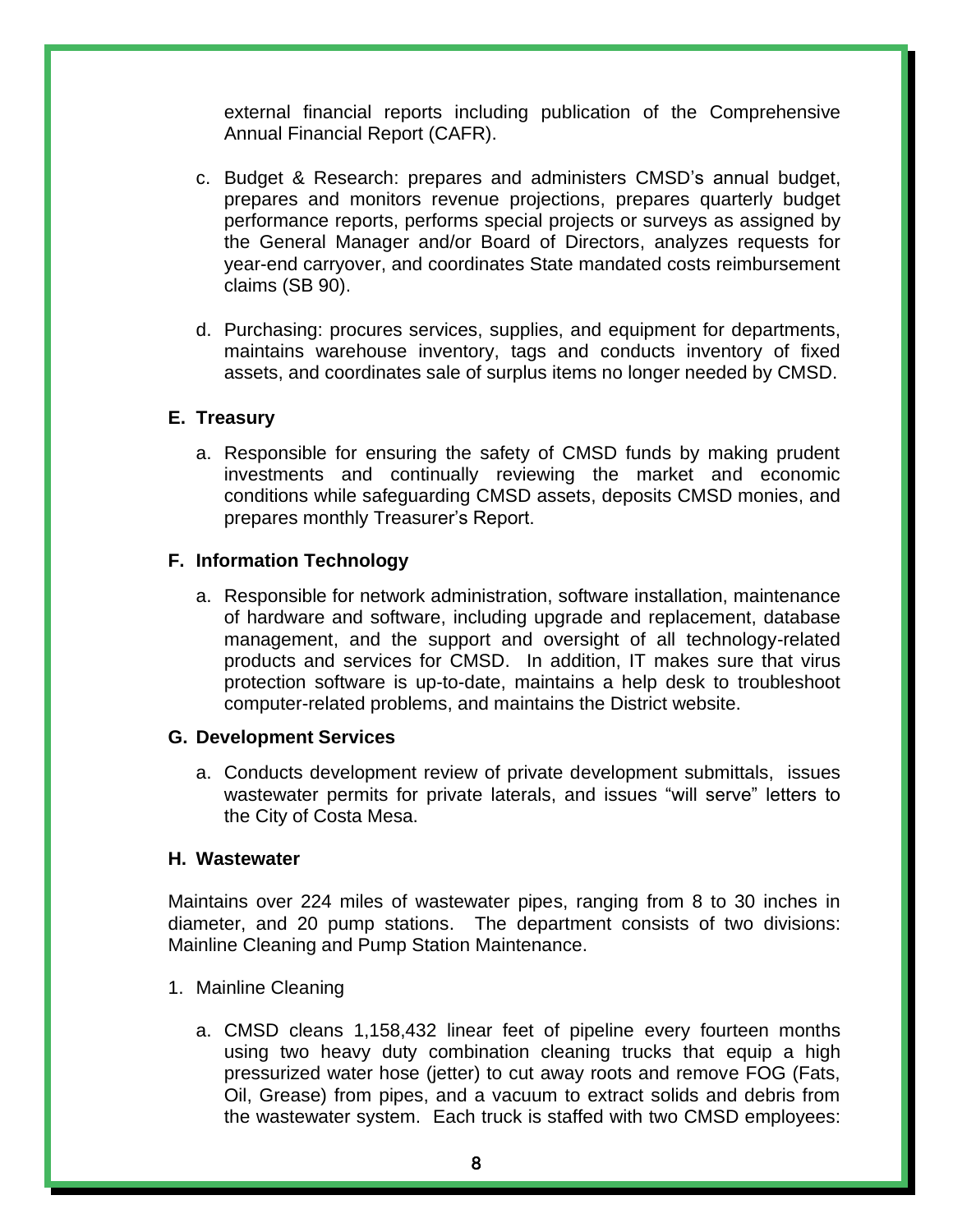external financial reports including publication of the Comprehensive Annual Financial Report (CAFR).

c. Budget & Research: prepares and administers CMSD's annual budget, prepares and monitors revenue projections, prepares quarterly budget performance reports, performs special projects or surveys as assigned by the General Manager and/or Board of Directors, analyzes requests for year-end carryover, and coordinates State mandated costs reimbursement claims (SB 90).

d. Purchasing: procures services, supplies, and equipment for departments, maintains warehouse inventory, tags and conducts inventory of fixed assets, and coordinates sale of surplus items no longer needed by CMSD.

**E. Treasury**

a. Responsible for ensuring the safety of CMSD funds by making prudent investments and continually reviewing the market and economic conditions while safeguarding CMSD assets, deposits CMSD monies, and prepares monthly Treasurer's Report.

**F. Information Technology**

a. Responsible for network administration, software installation, maintenance of hardware and software, including upgrade and replacement, database management, and the support and oversight of all technology-related products and services for CMSD. In addition, IT makes sure that virus protection software is up-to-date, maintains a help desk to troubleshoot computer-related problems, and maintains the District website.

**G. Development Services**

a. Conducts development review of private development submittals, issues wastewater permits for private laterals, and issues "will serve" letters to the City of Costa Mesa.

**H. Wastewater**

Maintains over 224 miles of wastewater pipes, ranging from 8 to 30 inches in diameter, and 20 pump stations. The department consists of two divisions: Mainline Cleaning and Pump Station Maintenance.

1. Mainline Cleaning

a. CMSD cleans 1,158,432 linear feet of pipeline every fourteen months using two heavy duty combination cleaning trucks that equip a high pressurized water hose (jetter) to cut away roots and remove FOG (Fats, Oil, Grease) from pipes, and a vacuum to extract solids and debris from the wastewater system. Each truck is staffed with two CMSD employees: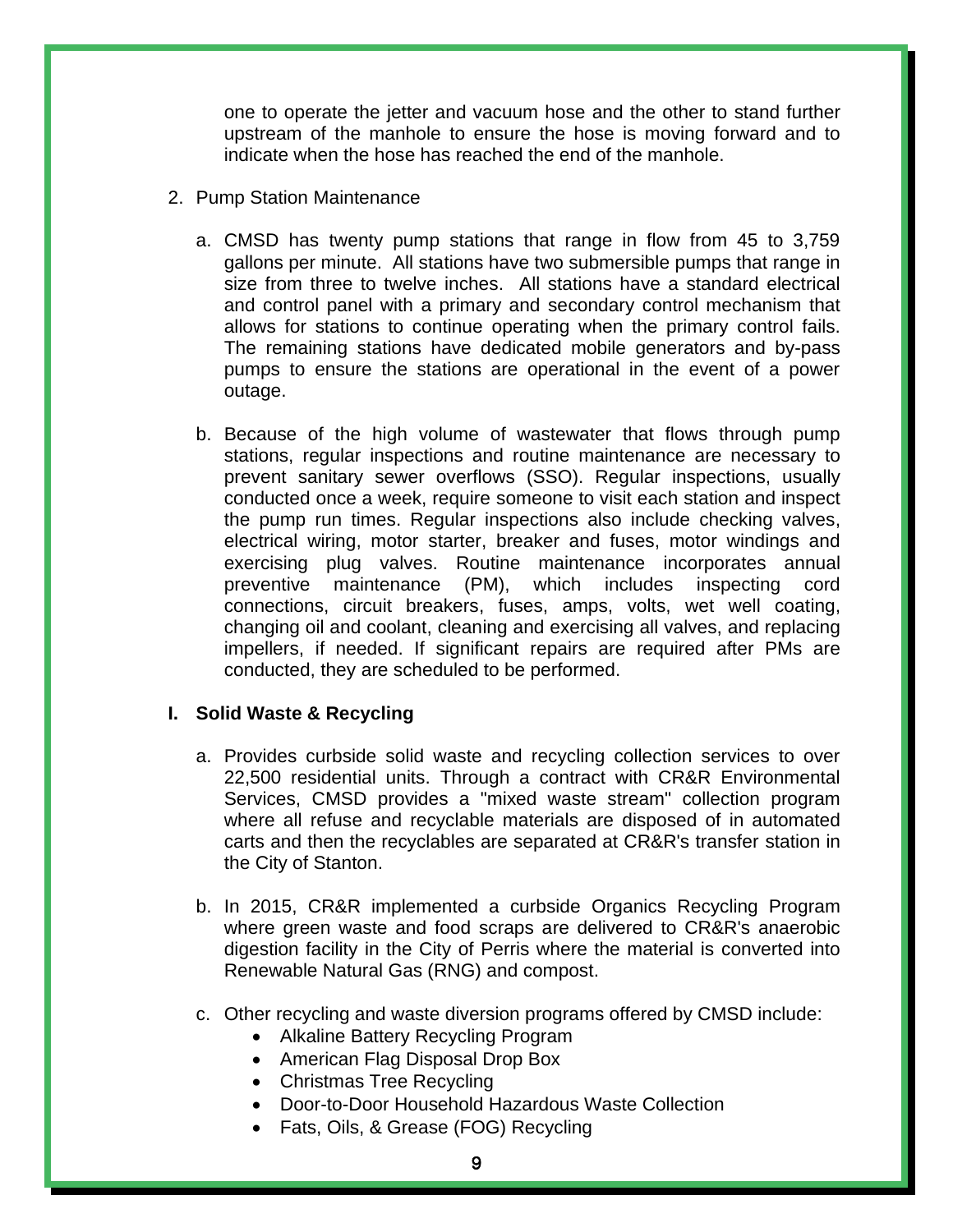one to operate the jetter and vacuum hose and the other to stand further upstream of the manhole to ensure the hose is moving forward and to indicate when the hose has reached the end of the manhole.

2. Pump Station Maintenance

   a. CMSD has twenty pump stations that range in flow from 45 to 3,759 gallons per minute. All stations have two submersible pumps that range in size from three to twelve inches. All stations have a standard electrical and control panel with a primary and secondary control mechanism that allows for stations to continue operating when the primary control fails. The remaining stations have dedicated mobile generators and by-pass pumps to ensure the stations are operational in the event of a power outage.

   b. Because of the high volume of wastewater that flows through pump stations, regular inspections and routine maintenance are necessary to prevent sanitary sewer overflows (SSO). Regular inspections, usually conducted once a week, require someone to visit each station and inspect the pump run times. Regular inspections also include checking valves, electrical wiring, motor starter, breaker and fuses, motor windings and exercising plug valves. Routine maintenance incorporates annual preventive maintenance (PM), which includes inspecting cord connections, circuit breakers, fuses, amps, volts, wet well coating, changing oil and coolant, cleaning and exercising all valves, and replacing impellers, if needed. If significant repairs are required after PMs are conducted, they are scheduled to be performed.

## I. Solid Waste & Recycling

a. Provides curbside solid waste and recycling collection services to over 22,500 residential units. Through a contract with CR&R Environmental Services, CMSD provides a "mixed waste stream" collection program where all refuse and recyclable materials are disposed of in automated carts and then the recyclables are separated at CR&R's transfer station in the City of Stanton.

b. In 2015, CR&R implemented a curbside Organics Recycling Program where green waste and food scraps are delivered to CR&R's anaerobic digestion facility in the City of Perris where the material is converted into Renewable Natural Gas (RNG) and compost.

c. Other recycling and waste diversion programs offered by CMSD include:
   - Alkaline Battery Recycling Program
   - American Flag Disposal Drop Box
   - Christmas Tree Recycling
   - Door-to-Door Household Hazardous Waste Collection
   - Fats, Oils, & Grease (FOG) Recycling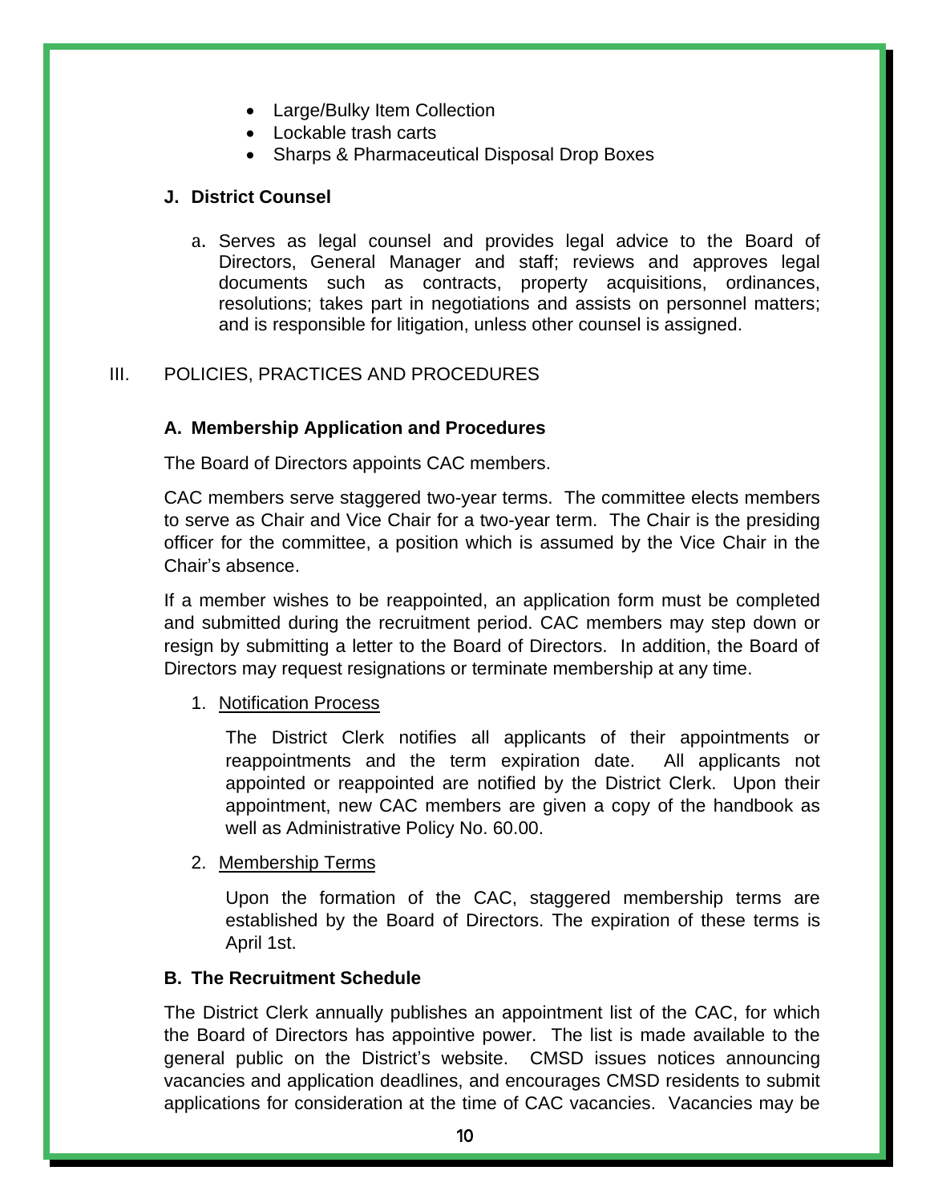- Large/Bulky Item Collection
- Lockable trash carts
- Sharps & Pharmaceutical Disposal Drop Boxes

**J. District Counsel**

a. Serves as legal counsel and provides legal advice to the Board of Directors, General Manager and staff; reviews and approves legal documents such as contracts, property acquisitions, ordinances, resolutions; takes part in negotiations and assists on personnel matters; and is responsible for litigation, unless other counsel is assigned.

## III. POLICIES, PRACTICES AND PROCEDURES

**A. Membership Application and Procedures**

The Board of Directors appoints CAC members.

CAC members serve staggered two-year terms. The committee elects members to serve as Chair and Vice Chair for a two-year term. The Chair is the presiding officer for the committee, a position which is assumed by the Vice Chair in the Chair's absence.

If a member wishes to be reappointed, an application form must be completed and submitted during the recruitment period. CAC members may step down or resign by submitting a letter to the Board of Directors. In addition, the Board of Directors may request resignations or terminate membership at any time.

1. <u>Notification Process</u>

   The District Clerk notifies all applicants of their appointments or reappointments and the term expiration date. All applicants not appointed or reappointed are notified by the District Clerk. Upon their appointment, new CAC members are given a copy of the handbook as well as Administrative Policy No. 60.00.

2. <u>Membership Terms</u>

   Upon the formation of the CAC, staggered membership terms are established by the Board of Directors. The expiration of these terms is April 1st.

**B. The Recruitment Schedule**

The District Clerk annually publishes an appointment list of the CAC, for which the Board of Directors has appointive power. The list is made available to the general public on the District's website. CMSD issues notices announcing vacancies and application deadlines, and encourages CMSD residents to submit applications for consideration at the time of CAC vacancies. Vacancies may be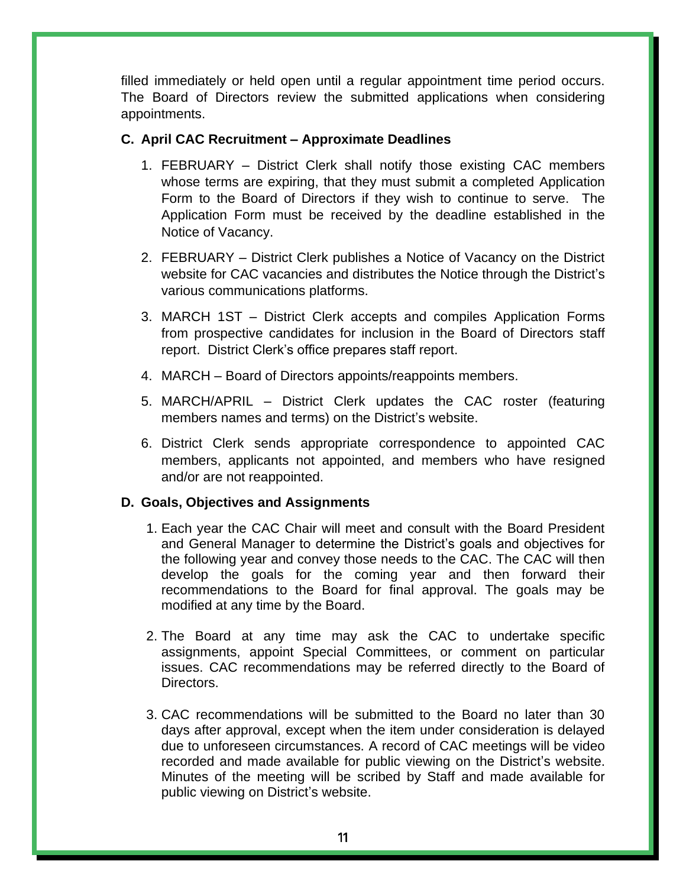filled immediately or held open until a regular appointment time period occurs. The Board of Directors review the submitted applications when considering appointments.

**C. April CAC Recruitment – Approximate Deadlines**

1. FEBRUARY – District Clerk shall notify those existing CAC members whose terms are expiring, that they must submit a completed Application Form to the Board of Directors if they wish to continue to serve. The Application Form must be received by the deadline established in the Notice of Vacancy.

2. FEBRUARY – District Clerk publishes a Notice of Vacancy on the District website for CAC vacancies and distributes the Notice through the District's various communications platforms.

3. MARCH 1ST – District Clerk accepts and compiles Application Forms from prospective candidates for inclusion in the Board of Directors staff report. District Clerk's office prepares staff report.

4. MARCH – Board of Directors appoints/reappoints members.

5. MARCH/APRIL – District Clerk updates the CAC roster (featuring members names and terms) on the District's website.

6. District Clerk sends appropriate correspondence to appointed CAC members, applicants not appointed, and members who have resigned and/or are not reappointed.

**D. Goals, Objectives and Assignments**

1. Each year the CAC Chair will meet and consult with the Board President and General Manager to determine the District's goals and objectives for the following year and convey those needs to the CAC. The CAC will then develop the goals for the coming year and then forward their recommendations to the Board for final approval. The goals may be modified at any time by the Board.

2. The Board at any time may ask the CAC to undertake specific assignments, appoint Special Committees, or comment on particular issues. CAC recommendations may be referred directly to the Board of Directors.

3. CAC recommendations will be submitted to the Board no later than 30 days after approval, except when the item under consideration is delayed due to unforeseen circumstances. A record of CAC meetings will be video recorded and made available for public viewing on the District's website. Minutes of the meeting will be scribed by Staff and made available for public viewing on District's website.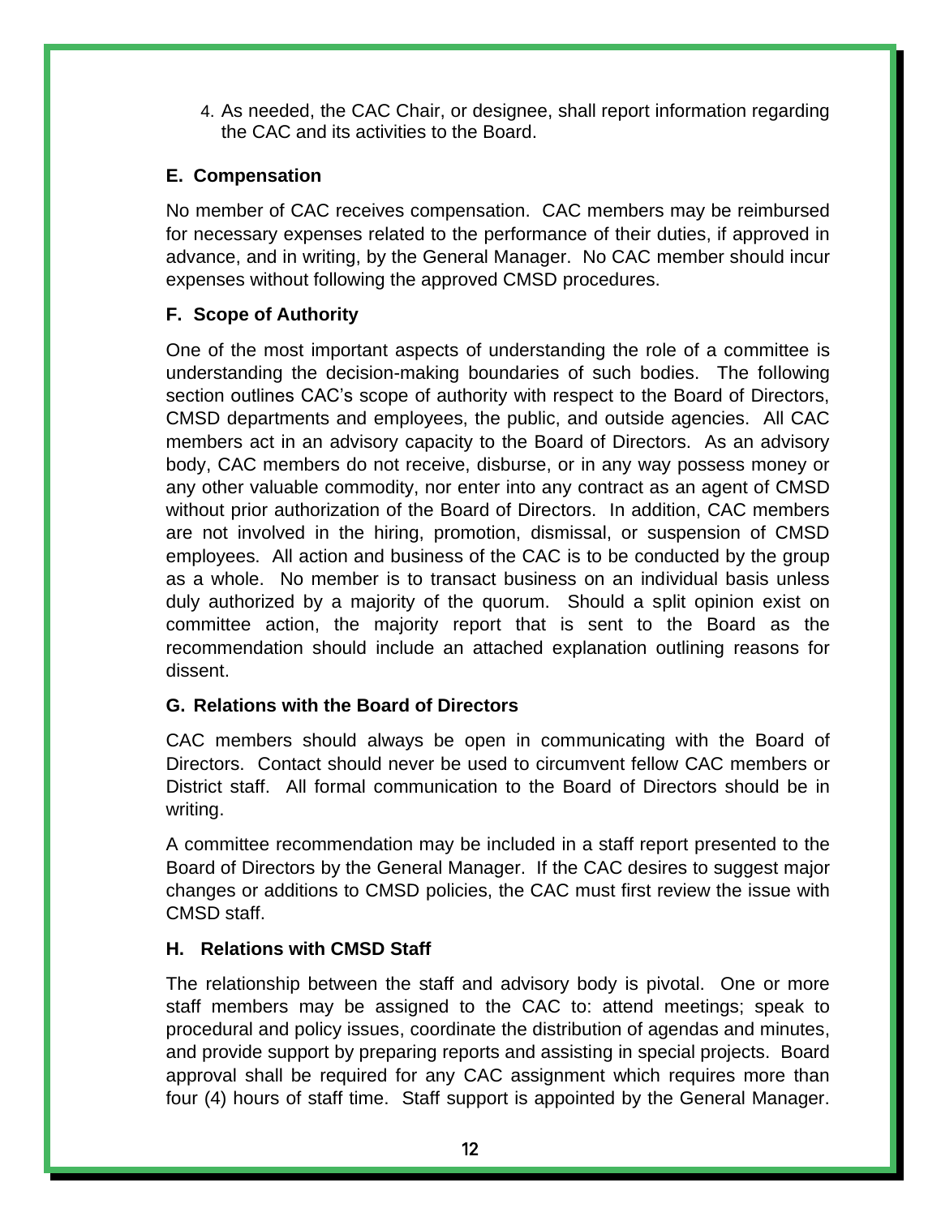4. As needed, the CAC Chair, or designee, shall report information regarding the CAC and its activities to the Board.

### E. Compensation

No member of CAC receives compensation. CAC members may be reimbursed for necessary expenses related to the performance of their duties, if approved in advance, and in writing, by the General Manager. No CAC member should incur expenses without following the approved CMSD procedures.

### F. Scope of Authority

One of the most important aspects of understanding the role of a committee is understanding the decision-making boundaries of such bodies. The following section outlines CAC's scope of authority with respect to the Board of Directors, CMSD departments and employees, the public, and outside agencies. All CAC members act in an advisory capacity to the Board of Directors. As an advisory body, CAC members do not receive, disburse, or in any way possess money or any other valuable commodity, nor enter into any contract as an agent of CMSD without prior authorization of the Board of Directors. In addition, CAC members are not involved in the hiring, promotion, dismissal, or suspension of CMSD employees. All action and business of the CAC is to be conducted by the group as a whole. No member is to transact business on an individual basis unless duly authorized by a majority of the quorum. Should a split opinion exist on committee action, the majority report that is sent to the Board as the recommendation should include an attached explanation outlining reasons for dissent.

### G. Relations with the Board of Directors

CAC members should always be open in communicating with the Board of Directors. Contact should never be used to circumvent fellow CAC members or District staff. All formal communication to the Board of Directors should be in writing.

A committee recommendation may be included in a staff report presented to the Board of Directors by the General Manager. If the CAC desires to suggest major changes or additions to CMSD policies, the CAC must first review the issue with CMSD staff.

### H. Relations with CMSD Staff

The relationship between the staff and advisory body is pivotal. One or more staff members may be assigned to the CAC to: attend meetings; speak to procedural and policy issues, coordinate the distribution of agendas and minutes, and provide support by preparing reports and assisting in special projects. Board approval shall be required for any CAC assignment which requires more than four (4) hours of staff time. Staff support is appointed by the General Manager.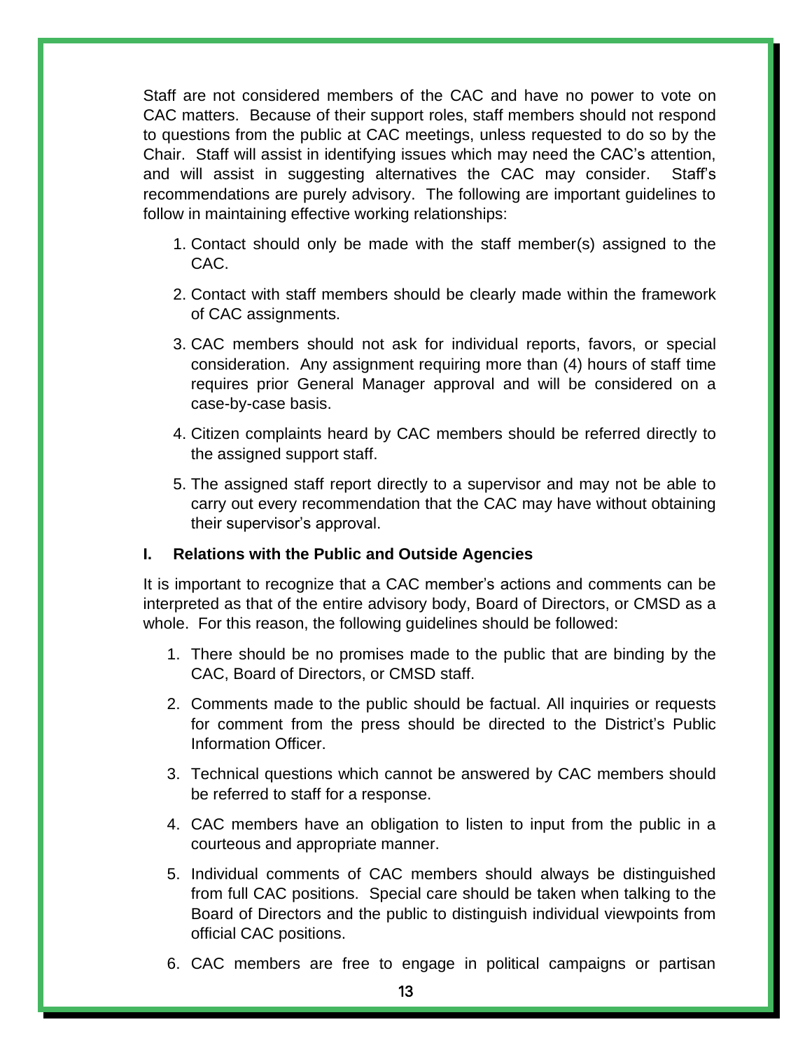Staff are not considered members of the CAC and have no power to vote on CAC matters. Because of their support roles, staff members should not respond to questions from the public at CAC meetings, unless requested to do so by the Chair. Staff will assist in identifying issues which may need the CAC's attention, and will assist in suggesting alternatives the CAC may consider. Staff's recommendations are purely advisory. The following are important guidelines to follow in maintaining effective working relationships:

1. Contact should only be made with the staff member(s) assigned to the CAC.
2. Contact with staff members should be clearly made within the framework of CAC assignments.
3. CAC members should not ask for individual reports, favors, or special consideration. Any assignment requiring more than (4) hours of staff time requires prior General Manager approval and will be considered on a case-by-case basis.
4. Citizen complaints heard by CAC members should be referred directly to the assigned support staff.
5. The assigned staff report directly to a supervisor and may not be able to carry out every recommendation that the CAC may have without obtaining their supervisor's approval.

**I. Relations with the Public and Outside Agencies**

It is important to recognize that a CAC member's actions and comments can be interpreted as that of the entire advisory body, Board of Directors, or CMSD as a whole. For this reason, the following guidelines should be followed:

1. There should be no promises made to the public that are binding by the CAC, Board of Directors, or CMSD staff.
2. Comments made to the public should be factual. All inquiries or requests for comment from the press should be directed to the District's Public Information Officer.
3. Technical questions which cannot be answered by CAC members should be referred to staff for a response.
4. CAC members have an obligation to listen to input from the public in a courteous and appropriate manner.
5. Individual comments of CAC members should always be distinguished from full CAC positions. Special care should be taken when talking to the Board of Directors and the public to distinguish individual viewpoints from official CAC positions.
6. CAC members are free to engage in political campaigns or partisan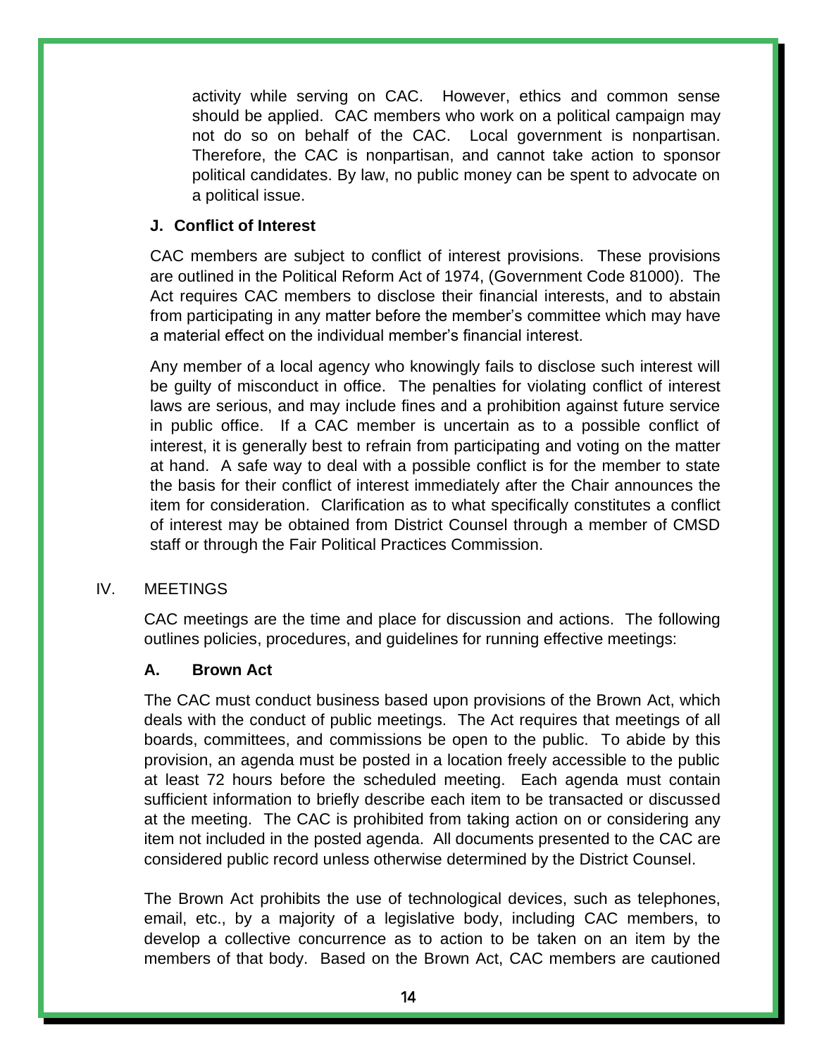activity while serving on CAC. However, ethics and common sense should be applied. CAC members who work on a political campaign may not do so on behalf of the CAC. Local government is nonpartisan. Therefore, the CAC is nonpartisan, and cannot take action to sponsor political candidates. By law, no public money can be spent to advocate on a political issue.

### J. Conflict of Interest

CAC members are subject to conflict of interest provisions. These provisions are outlined in the Political Reform Act of 1974, (Government Code 81000). The Act requires CAC members to disclose their financial interests, and to abstain from participating in any matter before the member's committee which may have a material effect on the individual member's financial interest.

Any member of a local agency who knowingly fails to disclose such interest will be guilty of misconduct in office. The penalties for violating conflict of interest laws are serious, and may include fines and a prohibition against future service in public office. If a CAC member is uncertain as to a possible conflict of interest, it is generally best to refrain from participating and voting on the matter at hand. A safe way to deal with a possible conflict is for the member to state the basis for their conflict of interest immediately after the Chair announces the item for consideration. Clarification as to what specifically constitutes a conflict of interest may be obtained from District Counsel through a member of CMSD staff or through the Fair Political Practices Commission.

## IV. MEETINGS

CAC meetings are the time and place for discussion and actions. The following outlines policies, procedures, and guidelines for running effective meetings:

### A. Brown Act

The CAC must conduct business based upon provisions of the Brown Act, which deals with the conduct of public meetings. The Act requires that meetings of all boards, committees, and commissions be open to the public. To abide by this provision, an agenda must be posted in a location freely accessible to the public at least 72 hours before the scheduled meeting. Each agenda must contain sufficient information to briefly describe each item to be transacted or discussed at the meeting. The CAC is prohibited from taking action on or considering any item not included in the posted agenda. All documents presented to the CAC are considered public record unless otherwise determined by the District Counsel.

The Brown Act prohibits the use of technological devices, such as telephones, email, etc., by a majority of a legislative body, including CAC members, to develop a collective concurrence as to action to be taken on an item by the members of that body. Based on the Brown Act, CAC members are cautioned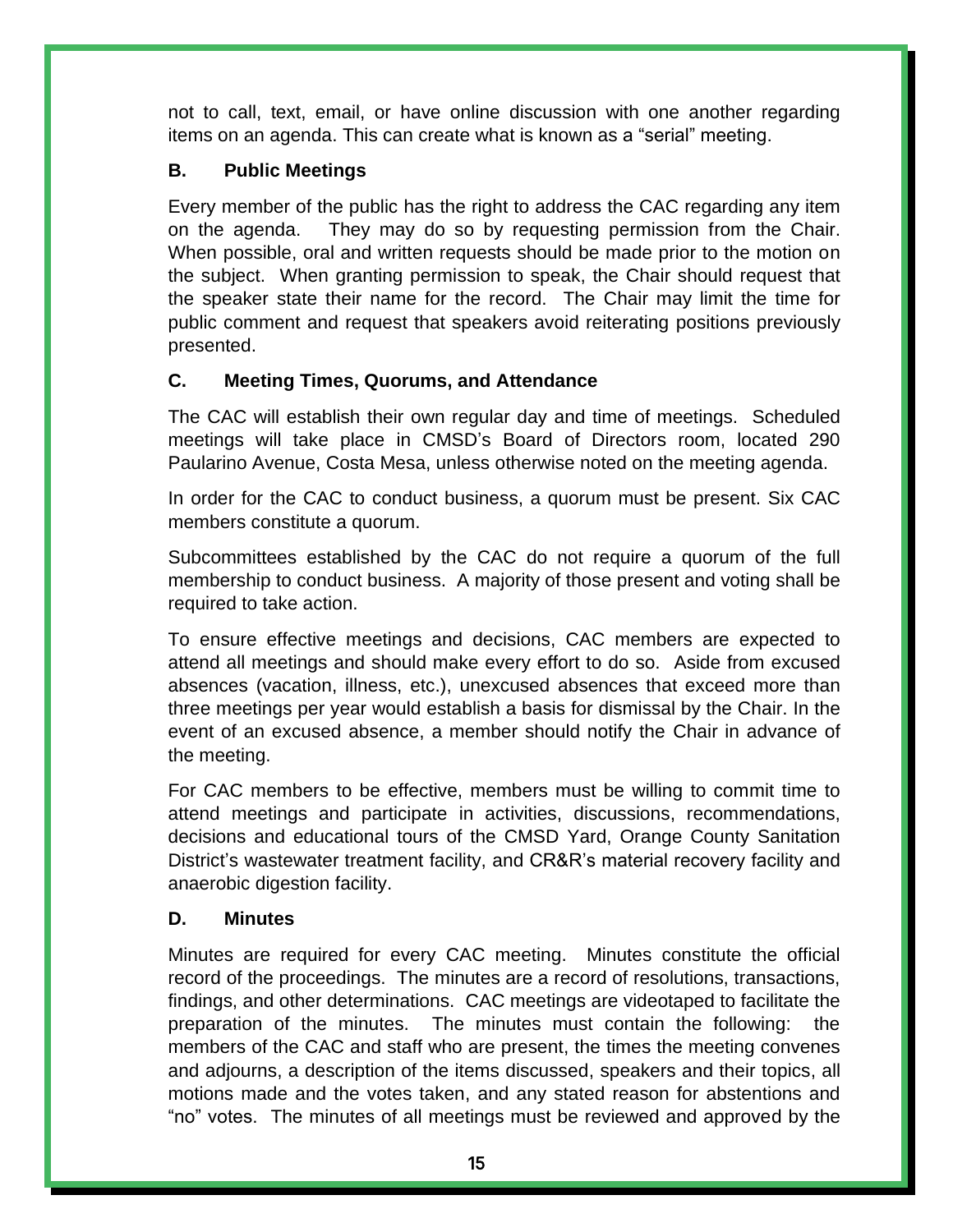not to call, text, email, or have online discussion with one another regarding items on an agenda. This can create what is known as a "serial" meeting.

### B. Public Meetings

Every member of the public has the right to address the CAC regarding any item on the agenda. They may do so by requesting permission from the Chair. When possible, oral and written requests should be made prior to the motion on the subject. When granting permission to speak, the Chair should request that the speaker state their name for the record. The Chair may limit the time for public comment and request that speakers avoid reiterating positions previously presented.

### C. Meeting Times, Quorums, and Attendance

The CAC will establish their own regular day and time of meetings. Scheduled meetings will take place in CMSD's Board of Directors room, located 290 Paularino Avenue, Costa Mesa, unless otherwise noted on the meeting agenda.

In order for the CAC to conduct business, a quorum must be present. Six CAC members constitute a quorum.

Subcommittees established by the CAC do not require a quorum of the full membership to conduct business. A majority of those present and voting shall be required to take action.

To ensure effective meetings and decisions, CAC members are expected to attend all meetings and should make every effort to do so. Aside from excused absences (vacation, illness, etc.), unexcused absences that exceed more than three meetings per year would establish a basis for dismissal by the Chair. In the event of an excused absence, a member should notify the Chair in advance of the meeting.

For CAC members to be effective, members must be willing to commit time to attend meetings and participate in activities, discussions, recommendations, decisions and educational tours of the CMSD Yard, Orange County Sanitation District's wastewater treatment facility, and CR&R's material recovery facility and anaerobic digestion facility.

### D. Minutes

Minutes are required for every CAC meeting. Minutes constitute the official record of the proceedings. The minutes are a record of resolutions, transactions, findings, and other determinations. CAC meetings are videotaped to facilitate the preparation of the minutes. The minutes must contain the following: the members of the CAC and staff who are present, the times the meeting convenes and adjourns, a description of the items discussed, speakers and their topics, all motions made and the votes taken, and any stated reason for abstentions and "no" votes. The minutes of all meetings must be reviewed and approved by the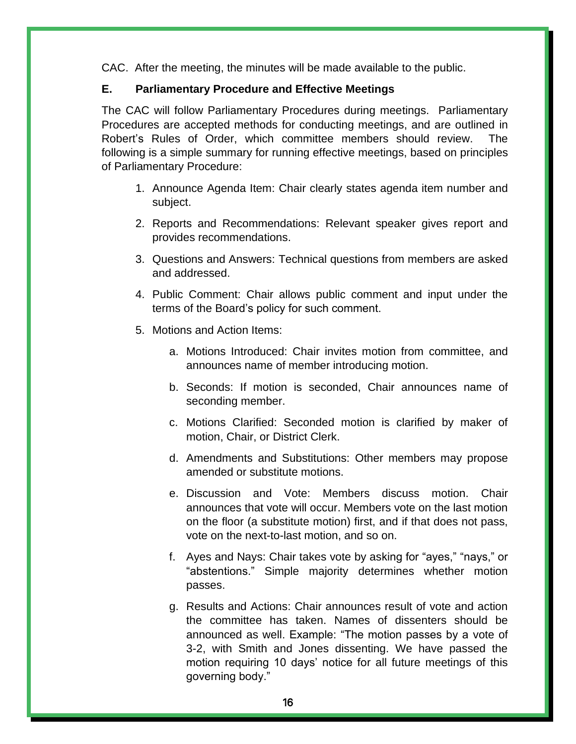CAC. After the meeting, the minutes will be made available to the public.

### E. Parliamentary Procedure and Effective Meetings

The CAC will follow Parliamentary Procedures during meetings. Parliamentary Procedures are accepted methods for conducting meetings, and are outlined in Robert's Rules of Order, which committee members should review. The following is a simple summary for running effective meetings, based on principles of Parliamentary Procedure:

1. Announce Agenda Item: Chair clearly states agenda item number and subject.
2. Reports and Recommendations: Relevant speaker gives report and provides recommendations.
3. Questions and Answers: Technical questions from members are asked and addressed.
4. Public Comment: Chair allows public comment and input under the terms of the Board's policy for such comment.
5. Motions and Action Items:
    a. Motions Introduced: Chair invites motion from committee, and announces name of member introducing motion.
    b. Seconds: If motion is seconded, Chair announces name of seconding member.
    c. Motions Clarified: Seconded motion is clarified by maker of motion, Chair, or District Clerk.
    d. Amendments and Substitutions: Other members may propose amended or substitute motions.
    e. Discussion and Vote: Members discuss motion. Chair announces that vote will occur. Members vote on the last motion on the floor (a substitute motion) first, and if that does not pass, vote on the next-to-last motion, and so on.
    f. Ayes and Nays: Chair takes vote by asking for "ayes," "nays," or "abstentions." Simple majority determines whether motion passes.
    g. Results and Actions: Chair announces result of vote and action the committee has taken. Names of dissenters should be announced as well. Example: "The motion passes by a vote of 3-2, with Smith and Jones dissenting. We have passed the motion requiring 10 days' notice for all future meetings of this governing body."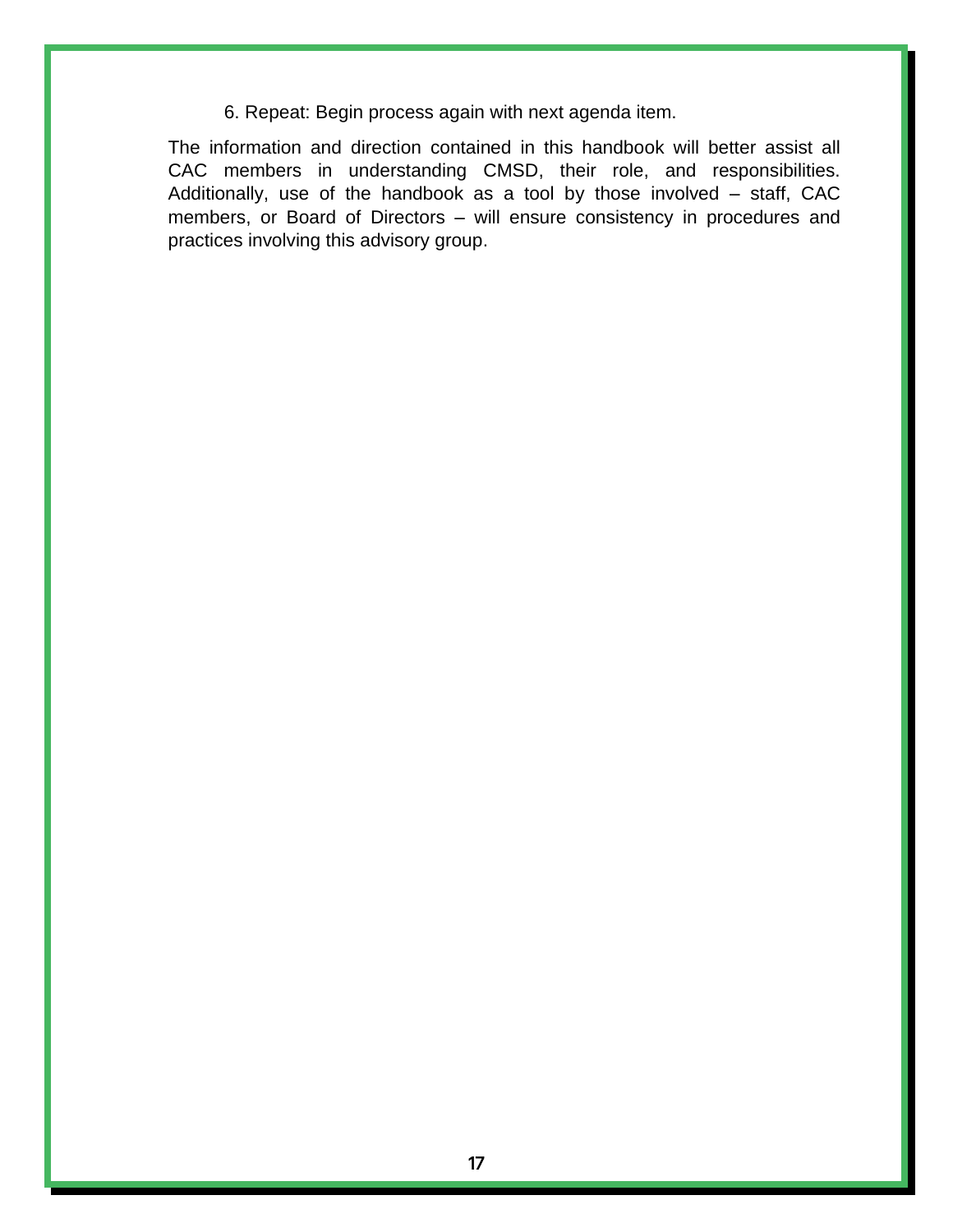6. Repeat: Begin process again with next agenda item.

The information and direction contained in this handbook will better assist all CAC members in understanding CMSD, their role, and responsibilities. Additionally, use of the handbook as a tool by those involved – staff, CAC members, or Board of Directors – will ensure consistency in procedures and practices involving this advisory group.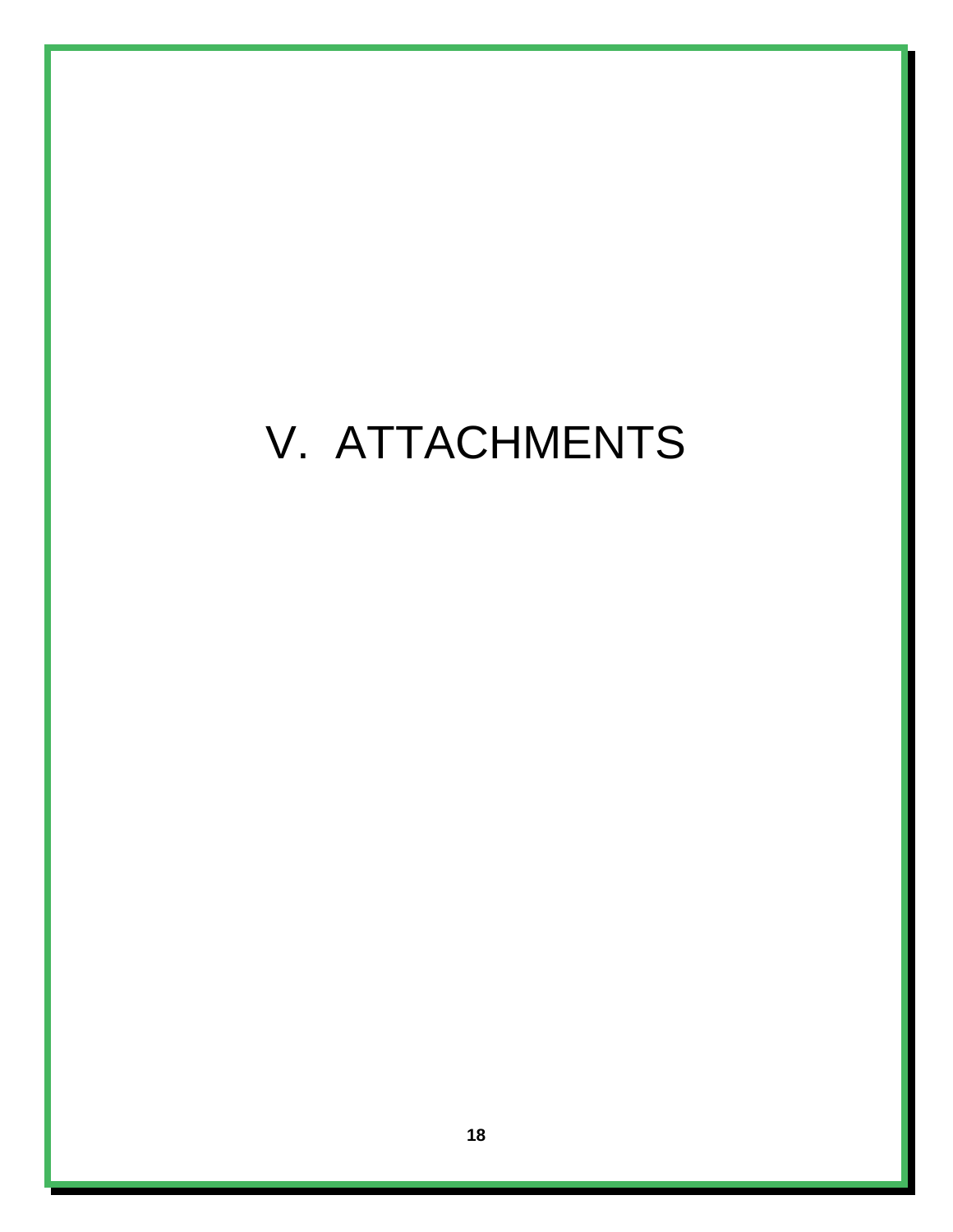# V. ATTACHMENTS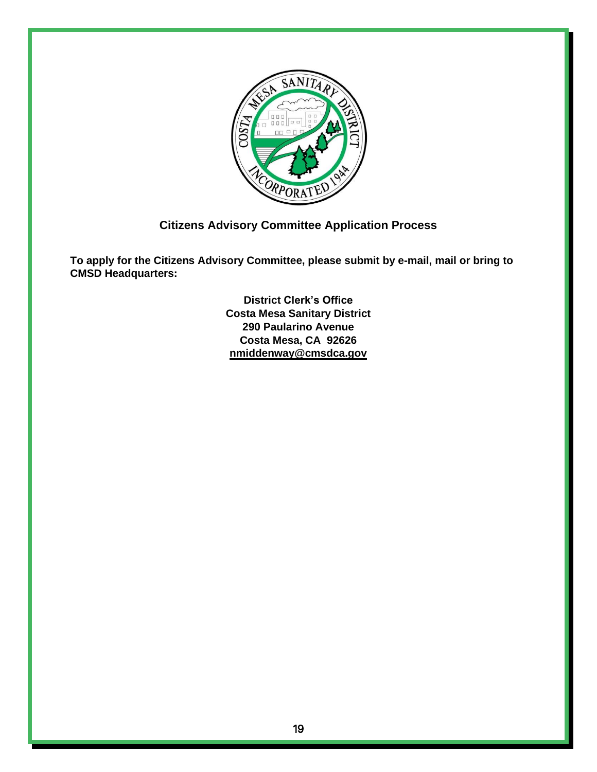## Citizens Advisory Committee Application Process

**To apply for the Citizens Advisory Committee, please submit by e-mail, mail or bring to CMSD Headquarters:**

**District Clerk's Office**
**Costa Mesa Sanitary District**
**290 Paularino Avenue**
**Costa Mesa, CA 92626**
**nmiddenway@cmsdca.gov**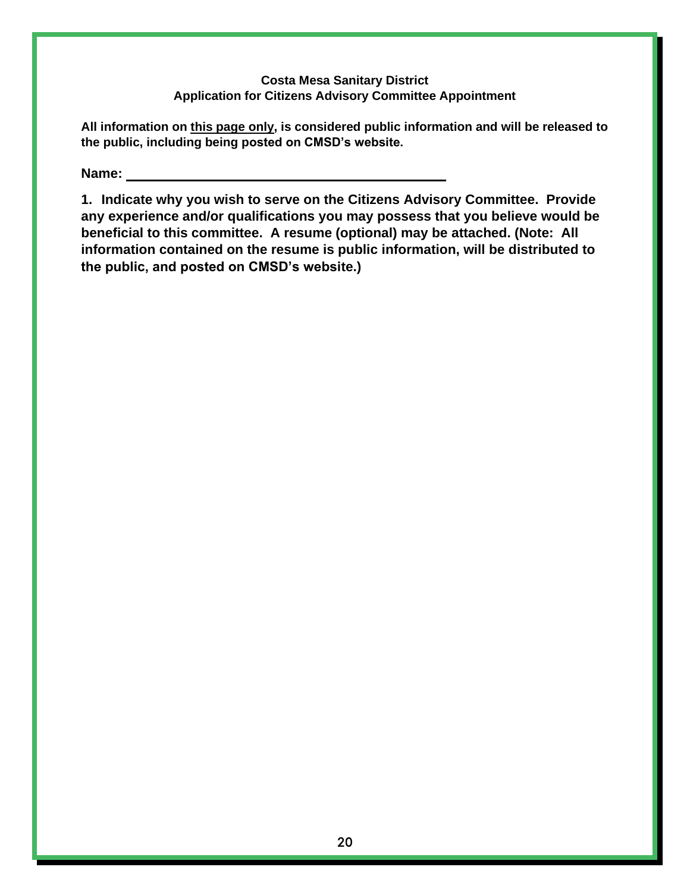**Costa Mesa Sanitary District**
**Application for Citizens Advisory Committee Appointment**

**All information on <u>this page only</u>, is considered public information and will be released to the public, including being posted on CMSD's website.**

**Name:** ______________________________________

**1. Indicate why you wish to serve on the Citizens Advisory Committee. Provide any experience and/or qualifications you may possess that you believe would be beneficial to this committee. A resume (optional) may be attached. (Note: All information contained on the resume is public information, will be distributed to the public, and posted on CMSD's website.)**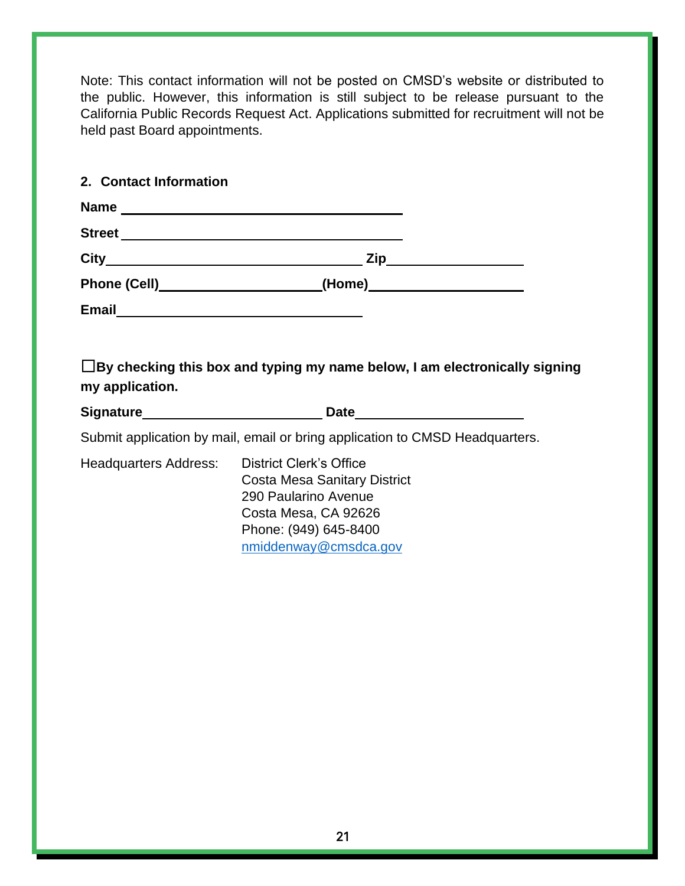Note: This contact information will not be posted on CMSD's website or distributed to the public. However, this information is still subject to be release pursuant to the California Public Records Request Act. Applications submitted for recruitment will not be held past Board appointments.

**2. Contact Information**

**Name** ________________________________________

**Street** ________________________________________

**City** ________________________________ **Zip** ________________

**Phone (Cell)** ____________________ **(Home)** ____________________

**Email** ______________________________

☐**By checking this box and typing my name below, I am electronically signing my application.**

**Signature** ______________________ **Date** ____________________

Submit application by mail, email or bring application to CMSD Headquarters.

Headquarters Address: District Clerk's Office
Costa Mesa Sanitary District
290 Paularino Avenue
Costa Mesa, CA 92626
Phone: (949) 645-8400
nmiddenway@cmsdca.gov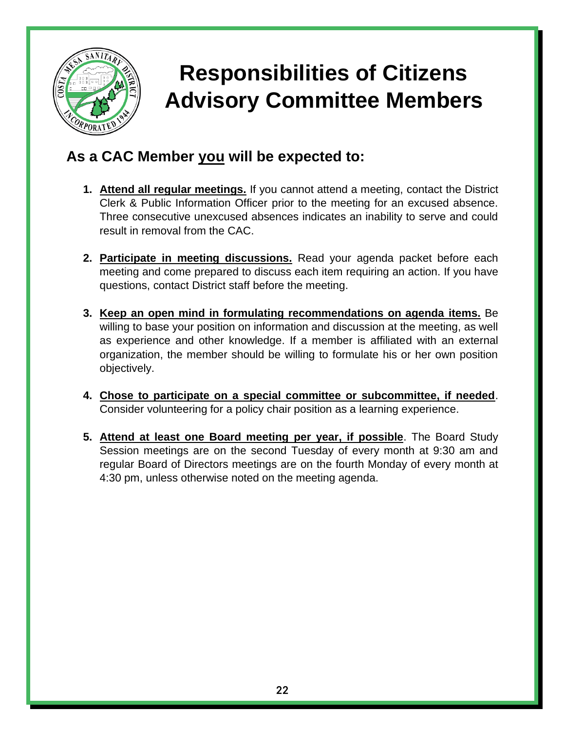# Responsibilities of Citizens Advisory Committee Members

## As a CAC Member <u>you</u> will be expected to:

1. **<u>Attend all regular meetings.</u>** If you cannot attend a meeting, contact the District Clerk & Public Information Officer prior to the meeting for an excused absence. Three consecutive unexcused absences indicates an inability to serve and could result in removal from the CAC.

2. **<u>Participate in meeting discussions.</u>** Read your agenda packet before each meeting and come prepared to discuss each item requiring an action. If you have questions, contact District staff before the meeting.

3. **<u>Keep an open mind in formulating recommendations on agenda items.</u>** Be willing to base your position on information and discussion at the meeting, as well as experience and other knowledge. If a member is affiliated with an external organization, the member should be willing to formulate his or her own position objectively.

4. **<u>Chose to participate on a special committee or subcommittee, if needed</u>**. Consider volunteering for a policy chair position as a learning experience.

5. **<u>Attend at least one Board meeting per year, if possible</u>**. The Board Study Session meetings are on the second Tuesday of every month at 9:30 am and regular Board of Directors meetings are on the fourth Monday of every month at 4:30 pm, unless otherwise noted on the meeting agenda.